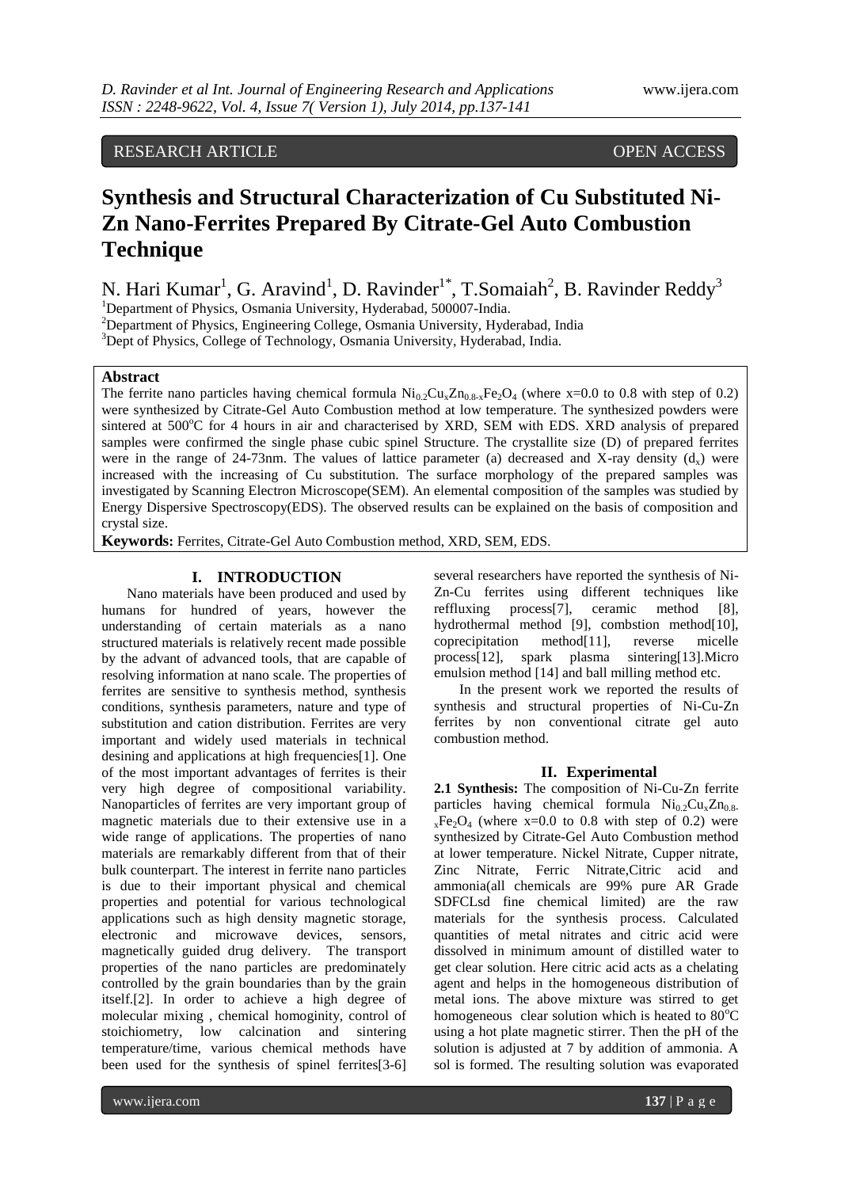RESEARCH ARTICLE OPEN ACCESS

# Synthesis and Structural Characterization of Cu Substituted Ni-Zn Nano-Ferrites Prepared By Citrate-Gel Auto Combustion Technique

N. Hari Kumar[1], G. Aravind[1], D. Ravinder[1*], T.Somaiah[2], B. Ravinder Reddy[3]

[1]Department of Physics, Osmania University, Hyderabad, 500007-India.
[2]Department of Physics, Engineering College, Osmania University, Hyderabad, India
[3]Dept of Physics, College of Technology, Osmania University, Hyderabad, India.

**Abstract**

The ferrite nano particles having chemical formula $Ni_{0.2}Cu_xZn_{0.8-x}Fe_2O_4$ (where x=0.0 to 0.8 with step of 0.2) were synthesized by Citrate-Gel Auto Combustion method at low temperature. The synthesized powders were sintered at 500°C for 4 hours in air and characterised by XRD, SEM with EDS. XRD analysis of prepared samples were confirmed the single phase cubic spinel Structure. The crystallite size (D) of prepared ferrites were in the range of 24-73nm. The values of lattice parameter (a) decreased and X-ray density ($d_x$) were increased with the increasing of Cu substitution. The surface morphology of the prepared samples was investigated by Scanning Electron Microscope(SEM). An elemental composition of the samples was studied by Energy Dispersive Spectroscopy(EDS). The observed results can be explained on the basis of composition and crystal size.

**Keywords:** Ferrites, Citrate-Gel Auto Combustion method, XRD, SEM, EDS.

## I. INTRODUCTION

Nano materials have been produced and used by humans for hundred of years, however the understanding of certain materials as a nano structured materials is relatively recent made possible by the advant of advanced tools, that are capable of resolving information at nano scale. The properties of ferrites are sensitive to synthesis method, synthesis conditions, synthesis parameters, nature and type of substitution and cation distribution. Ferrites are very important and widely used materials in technical desining and applications at high frequencies[1]. One of the most important advantages of ferrites is their very high degree of compositional variability. Nanoparticles of ferrites are very important group of magnetic materials due to their extensive use in a wide range of applications. The properties of nano materials are remarkably different from that of their bulk counterpart. The interest in ferrite nano particles is due to their important physical and chemical properties and potential for various technological applications such as high density magnetic storage, electronic and microwave devices, sensors, magnetically guided drug delivery. The transport properties of the nano particles are predominately controlled by the grain boundaries than by the grain itself.[2]. In order to achieve a high degree of molecular mixing , chemical homoginity, control of stoichiometry, low calcination and sintering temperature/time, various chemical methods have been used for the synthesis of spinel ferrites[3-6] several researchers have reported the synthesis of Ni-Zn-Cu ferrites using different techniques like reffluxing process[7], ceramic method [8], hydrothermal method [9], combstion method[10], coprecipitation method[11], reverse micelle process[12], spark plasma sintering[13].Micro emulsion method [14] and ball milling method etc.

In the present work we reported the results of synthesis and structural properties of Ni-Cu-Zn ferrites by non conventional citrate gel auto combustion method.

## II. Experimental

**2.1 Synthesis:** The composition of Ni-Cu-Zn ferrite particles having chemical formula $Ni_{0.2}Cu_xZn_{0.8-x}Fe_2O_4$ (where x=0.0 to 0.8 with step of 0.2) were synthesized by Citrate-Gel Auto Combustion method at lower temperature. Nickel Nitrate, Cupper nitrate, Zinc Nitrate, Ferric Nitrate,Citric acid and ammonia(all chemicals are 99% pure AR Grade SDFCLsd fine chemical limited) are the raw materials for the synthesis process. Calculated quantities of metal nitrates and citric acid were dissolved in minimum amount of distilled water to get clear solution. Here citric acid acts as a chelating agent and helps in the homogeneous distribution of metal ions. The above mixture was stirred to get homogeneous clear solution which is heated to 80°C using a hot plate magnetic stirrer. Then the pH of the solution is adjusted at 7 by addition of ammonia. A sol is formed. The resulting solution was evaporated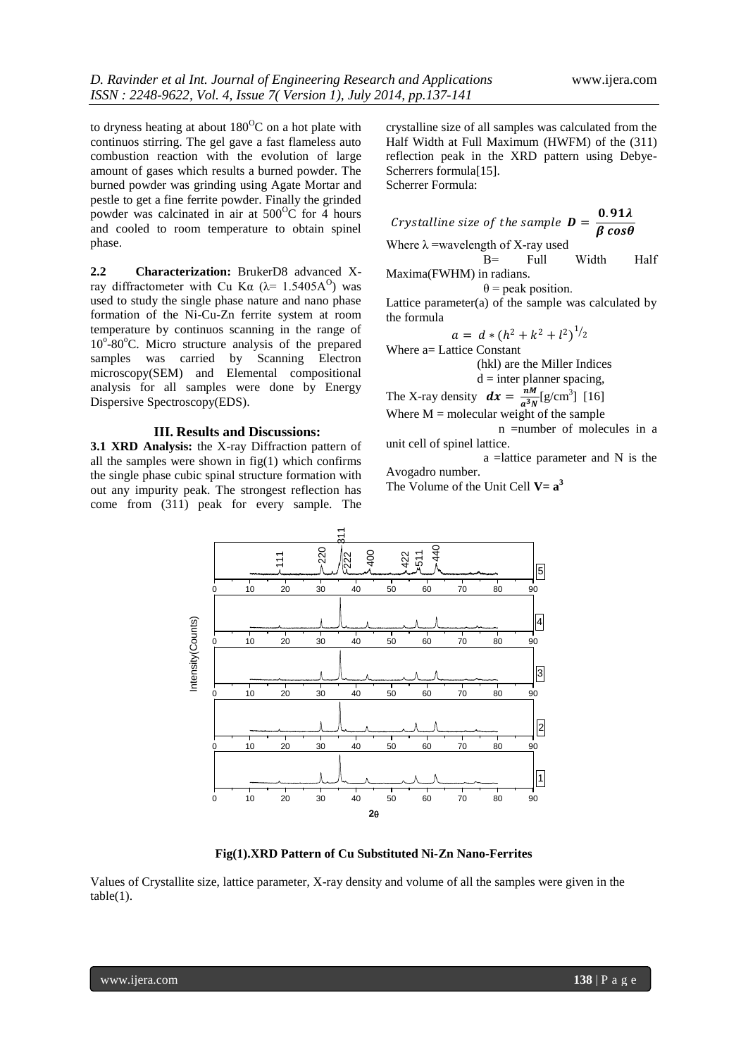to dryness heating at about $180^{O}C$ on a hot plate with continuos stirring. The gel gave a fast flameless auto combustion reaction with the evolution of large amount of gases which results a burned powder. The burned powder was grinding using Agate Mortar and pestle to get a fine ferrite powder. Finally the grinded powder was calcinated in air at $500^{O}C$ for 4 hours and cooled to room temperature to obtain spinel phase.

**2.2 Characterization:** BrukerD8 advanced X-ray diffractometer with Cu Kα (λ= 1.5405A$^{O}$) was used to study the single phase nature and nano phase formation of the Ni-Cu-Zn ferrite system at room temperature by continuos scanning in the range of $10^{o}$-$80^{o}C$. Micro structure analysis of the prepared samples was carried by Scanning Electron microscopy(SEM) and Elemental compositional analysis for all samples were done by Energy Dispersive Spectroscopy(EDS).

## III. Results and Discussions:

**3.1 XRD Analysis:** the X-ray Diffraction pattern of all the samples were shown in fig(1) which confirms the single phase cubic spinal structure formation with out any impurity peak. The strongest reflection has come from (311) peak for every sample. The crystalline size of all samples was calculated from the Half Width at Full Maximum (HWFM) of the (311) reflection peak in the XRD pattern using Debye-Scherrers formula[15].

Scherrer Formula:

$$\textit{Crystalline size of the sample } \boldsymbol{D} = \frac{\mathbf{0.91\lambda}}{\boldsymbol{\beta \cos\theta}}$$

Where λ =wavelength of X-ray used

B= Full Width Half Maxima(FWHM) in radians.

θ = peak position.

Lattice parameter(a) of the sample was calculated by the formula

$$a = d * (h^2 + k^2 + l^2)^{1/2}$$

Where a= Lattice Constant

(hkl) are the Miller Indices

d = inter planner spacing,

The X-ray density $\boldsymbol{dx} = \frac{nM}{a^3N}$[g/cm$^3$] [16]

Where M = molecular weight of the sample

n =number of molecules in a unit cell of spinel lattice.

a =lattice parameter and N is the Avogadro number.

The Volume of the Unit Cell $\mathbf{V= a^3}$

**Fig(1).XRD Pattern of Cu Substituted Ni-Zn Nano-Ferrites**

Values of Crystallite size, lattice parameter, X-ray density and volume of all the samples were given in the table(1).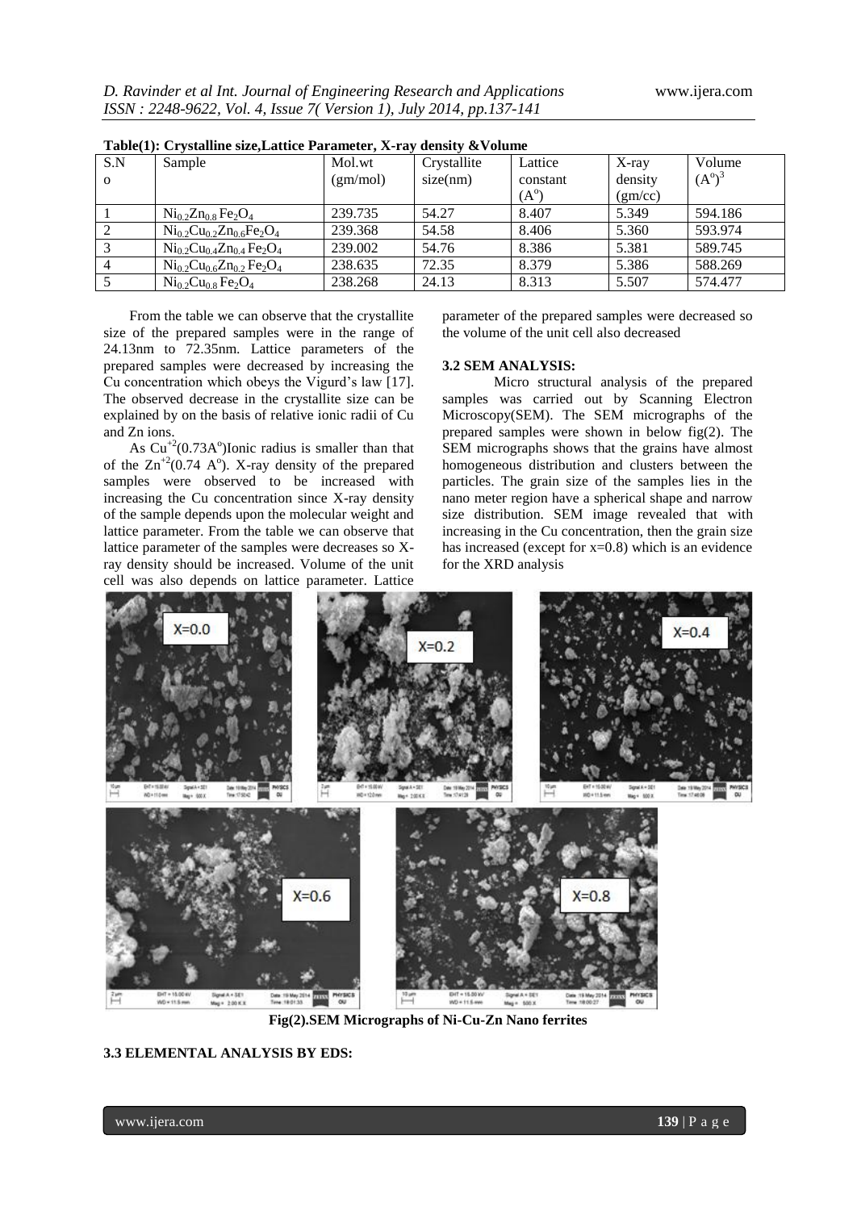**Table(1): Crystalline size,Lattice Parameter, X-ray density &Volume**

| S.No | Sample | Mol.wt (gm/mol) | Crystallite size(nm) | Lattice constant (A$^{o}$) | X-ray density (gm/cc) | Volume (A$^{o}$)$^{3}$ |
|---|---|---|---|---|---|---|
| 1 | $Ni_{0.2}Zn_{0.8}Fe_2O_4$ | 239.735 | 54.27 | 8.407 | 5.349 | 594.186 |
| 2 | $Ni_{0.2}Cu_{0.2}Zn_{0.6}Fe_2O_4$ | 239.368 | 54.58 | 8.406 | 5.360 | 593.974 |
| 3 | $Ni_{0.2}Cu_{0.4}Zn_{0.4}Fe_2O_4$ | 239.002 | 54.76 | 8.386 | 5.381 | 589.745 |
| 4 | $Ni_{0.2}Cu_{0.6}Zn_{0.2}Fe_2O_4$ | 238.635 | 72.35 | 8.379 | 5.386 | 588.269 |
| 5 | $Ni_{0.2}Cu_{0.8}Fe_2O_4$ | 238.268 | 24.13 | 8.313 | 5.507 | 574.477 |

From the table we can observe that the crystallite size of the prepared samples were in the range of 24.13nm to 72.35nm. Lattice parameters of the prepared samples were decreased by increasing the Cu concentration which obeys the Vigurd's law [17]. The observed decrease in the crystallite size can be explained by on the basis of relative ionic radii of Cu and Zn ions.

As $Cu^{+2}$(0.73A$^{o}$)Ionic radius is smaller than that of the $Zn^{+2}$(0.74 A$^{o}$). X-ray density of the prepared samples were observed to be increased with increasing the Cu concentration since X-ray density of the sample depends upon the molecular weight and lattice parameter. From the table we can observe that lattice parameter of the samples were decreases so X-ray density should be increased. Volume of the unit cell was also depends on lattice parameter. Lattice parameter of the prepared samples were decreased so the volume of the unit cell also decreased

### 3.2 SEM ANALYSIS:

Micro structural analysis of the prepared samples was carried out by Scanning Electron Microscopy(SEM). The SEM micrographs of the prepared samples were shown in below fig(2). The SEM micrographs shows that the grains have almost homogeneous distribution and clusters between the particles. The grain size of the samples lies in the nano meter region have a spherical shape and narrow size distribution. SEM image revealed that with increasing in the Cu concentration, then the grain size has increased (except for x=0.8) which is an evidence for the XRD analysis

**Fig(2).SEM Micrographs of Ni-Cu-Zn Nano ferrites**

### 3.3 ELEMENTAL ANALYSIS BY EDS: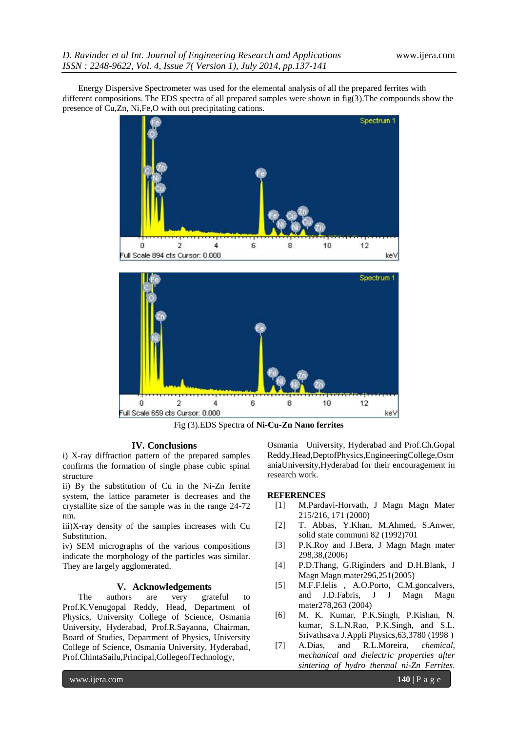Energy Dispersive Spectrometer was used for the elemental analysis of all the prepared ferrites with different compositions. The EDS spectra of all prepared samples were shown in fig(3).The compounds show the presence of Cu,Zn, Ni,Fe,O with out precipitating cations.

Fig (3).EDS Spectra of **Ni-Cu-Zn Nano ferrites**

## IV. Conclusions

i) X-ray diffraction pattern of the prepared samples confirms the formation of single phase cubic spinal structure

ii) By the substitution of Cu in the Ni-Zn ferrite system, the lattice parameter is decreases and the crystallite size of the sample was in the range 24-72 nm.

iii)X-ray density of the samples increases with Cu Substitution.

iv) SEM micrographs of the various compositions indicate the morphology of the particles was similar. They are largely agglomerated.

## V. Acknowledgements

The authors are very grateful to Prof.K.Venugopal Reddy, Head, Department of Physics, University College of Science, Osmania University, Hyderabad, Prof.R.Sayanna, Chairman, Board of Studies, Department of Physics, University College of Science, Osmania University, Hyderabad, Prof.ChintaSailu,Principal,CollegeofTechnology, Osmania University, Hyderabad and Prof.Ch.Gopal Reddy,Head,DeptofPhysics,EngineeringCollege,OsmaniaUniversity,Hyderabad for their encouragement in research work.

## REFERENCES

[1] M.Pardavi-Horvath, J Magn Magn Mater 215/216, 171 (2000)

[2] T. Abbas, Y.Khan, M.Ahmed, S.Anwer, solid state communi 82 (1992)701

[3] P.K.Roy and J.Bera, J Magn Magn mater 298,38,(2006)

[4] P.D.Thang, G.Riginders and D.H.Blank, J Magn Magn mater296,251(2005)

[5] M.F.F.lelis , A.O.Porto, C.M.goncalvers, and J.D.Fabris, J J Magn Magn mater278,263 (2004)

[6] M. K. Kumar, P.K.Singh, P.Kishan, N. kumar, S.L.N.Rao, P.K.Singh, and S.L. Srivathsava J.Appli Physics,63,3780 (1998 )

[7] A.Dias, and R.L.Moreira, *chemical, mechanical and dielectric properties after sintering of hydro thermal ni-Zn Ferrites*.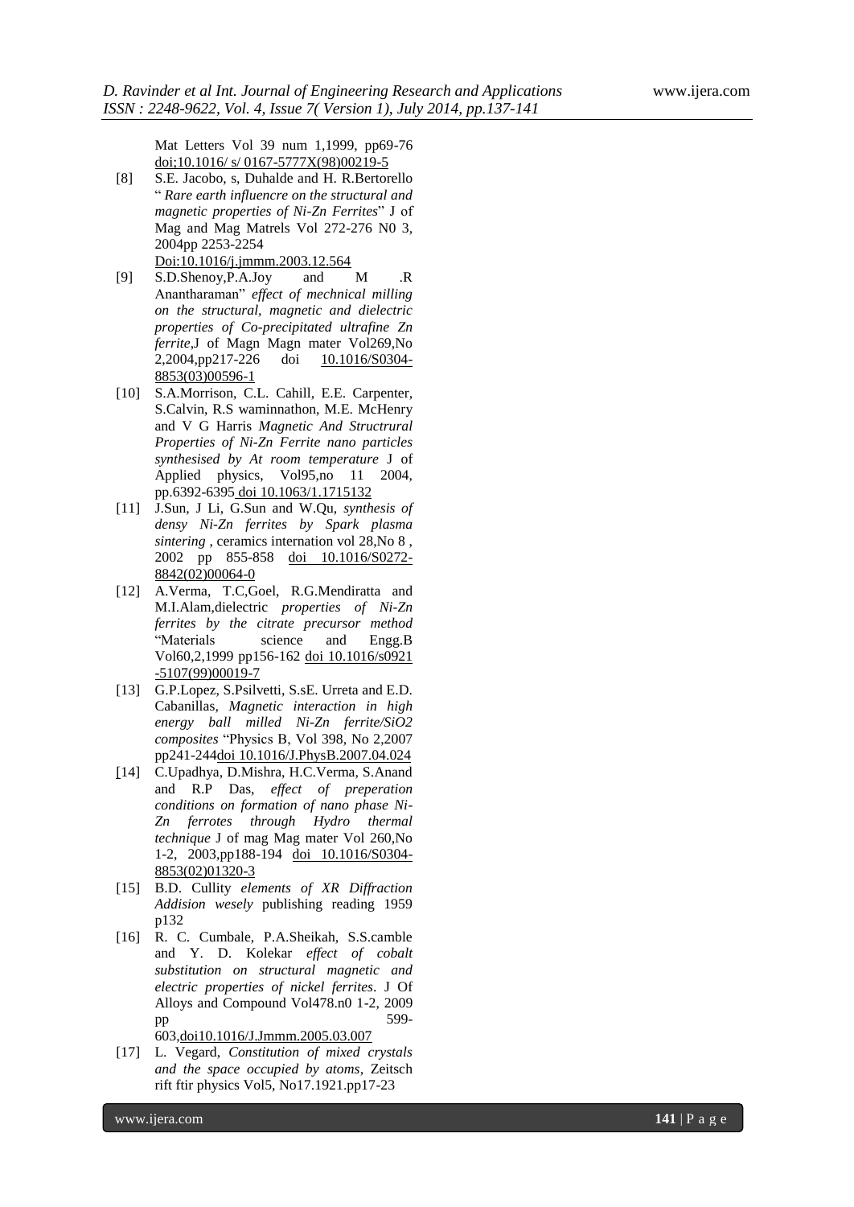Mat Letters Vol 39 num 1,1999, pp69-76 doi;10.1016/ s/ 0167-5777X(98)00219-5

[8] S.E. Jacobo, s, Duhalde and H. R.Bertorello "*Rare earth influencre on the structural and magnetic properties of Ni-Zn Ferrites*" J of Mag and Mag Matrels Vol 272-276 N0 3, 2004pp 2253-2254 Doi:10.1016/j.jmmm.2003.12.564

[9] S.D.Shenoy,P.A.Joy and M .R Anantharaman" *effect of mechnical milling on the structural, magnetic and dielectric properties of Co-precipitated ultrafine Zn ferrite*,J of Magn Magn mater Vol269,No 2,2004,pp217-226 doi 10.1016/S0304-8853(03)00596-1

[10] S.A.Morrison, C.L. Cahill, E.E. Carpenter, S.Calvin, R.S waminnathon, M.E. McHenry and V G Harris *Magnetic And Structrural Properties of Ni-Zn Ferrite nano particles synthesised by At room temperature* J of Applied physics, Vol95,no 11 2004, pp.6392-6395 doi 10.1063/1.1715132

[11] J.Sun, J Li, G.Sun and W.Qu, *synthesis of densy Ni-Zn ferrites by Spark plasma sintering* , ceramics internation vol 28,No 8 , 2002 pp 855-858 doi 10.1016/S0272-8842(02)00064-0

[12] A.Verma, T.C,Goel, R.G.Mendiratta and M.I.Alam,dielectric *properties of Ni-Zn ferrites by the citrate precursor method* "Materials science and Engg.B Vol60,2,1999 pp156-162 doi 10.1016/s0921 -5107(99)00019-7

[13] G.P.Lopez, S.Psilvetti, S.sE. Urreta and E.D. Cabanillas, *Magnetic interaction in high energy ball milled Ni-Zn ferrite/SiO2 composites* "Physics B, Vol 398, No 2,2007 pp241-244doi 10.1016/J.PhysB.2007.04.024

[14] C.Upadhya, D.Mishra, H.C.Verma, S.Anand and R.P Das, *effect of preperation conditions on formation of nano phase Ni-Zn ferrotes through Hydro thermal technique* J of mag Mag mater Vol 260,No 1-2, 2003,pp188-194 doi 10.1016/S0304-8853(02)01320-3

[15] B.D. Cullity *elements of XR Diffraction Addision wesely* publishing reading 1959 p132

[16] R. C. Cumbale, P.A.Sheikah, S.S.camble and Y. D. Kolekar *effect of cobalt substitution on structural magnetic and electric properties of nickel ferrites*. J Of Alloys and Compound Vol478.n0 1-2, 2009 pp 599-603,doi10.1016/J.Jmmm.2005.03.007

[17] L. Vegard, *Constitution of mixed crystals and the space occupied by atoms*, Zeitsch rift ftir physics Vol5, No17.1921.pp17-23